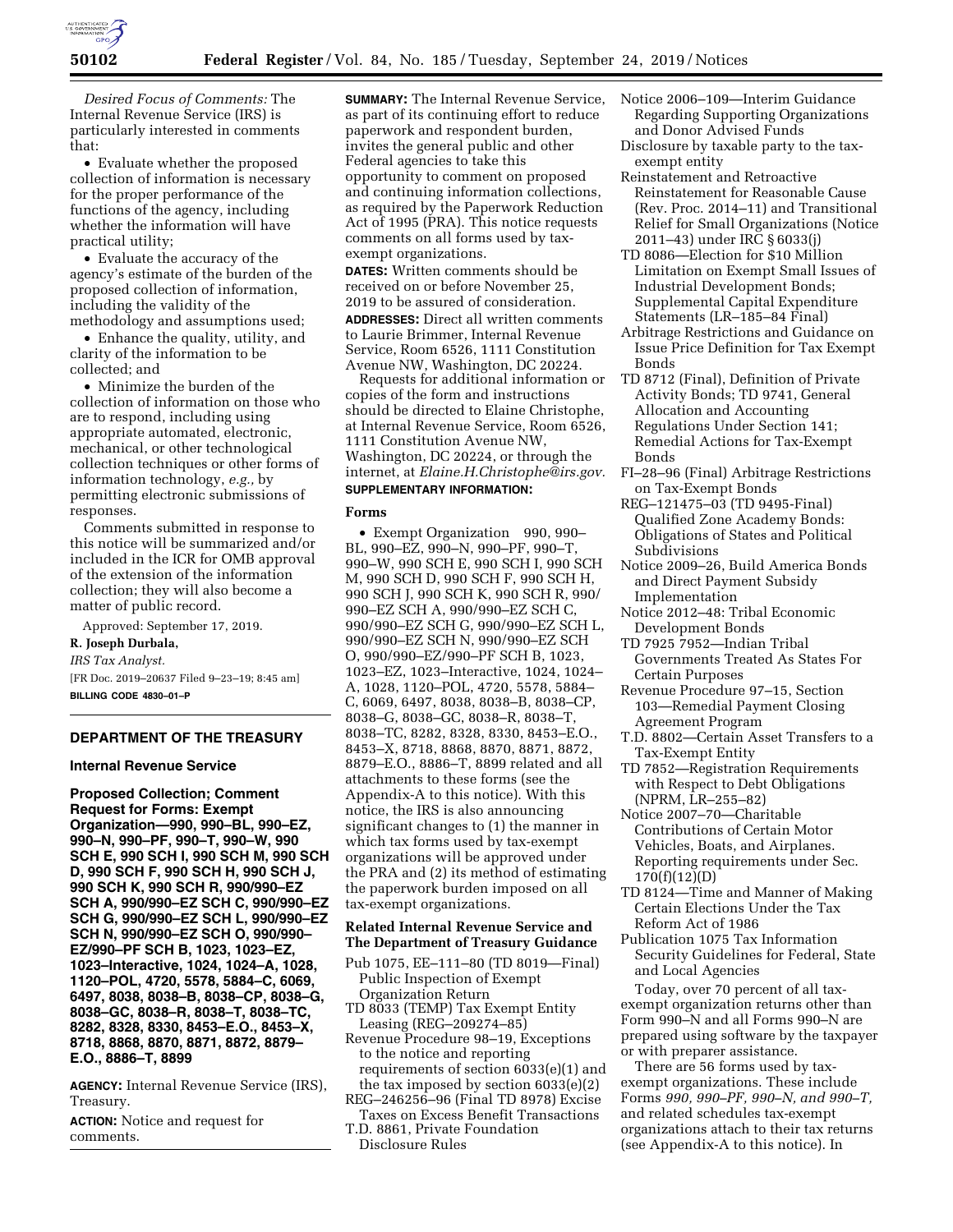*Desired Focus of Comments:* The Internal Revenue Service (IRS) is particularly interested in comments that:

- Evaluate whether the proposed collection of information is necessary for the proper performance of the functions of the agency, including whether the information will have practical utility;
- Evaluate the accuracy of the agency's estimate of the burden of the proposed collection of information, including the validity of the methodology and assumptions used;
- Enhance the quality, utility, and clarity of the information to be collected; and
- Minimize the burden of the collection of information on those who are to respond, including using appropriate automated, electronic, mechanical, or other technological collection techniques or other forms of information technology, *e.g.,* by permitting electronic submissions of responses.

Comments submitted in response to this notice will be summarized and/or included in the ICR for OMB approval of the extension of the information collection; they will also become a matter of public record.

Approved: September 17, 2019.

**R. Joseph Durbala,**

*IRS Tax Analyst.*

[FR Doc. 2019–20637 Filed 9–23–19; 8:45 am]

**BILLING CODE 4830–01–P**

## DEPARTMENT OF THE TREASURY

### Internal Revenue Service

### Proposed Collection; Comment Request for Forms: Exempt Organization—990, 990–BL, 990–EZ, 990–N, 990–PF, 990–T, 990–W, 990 SCH E, 990 SCH I, 990 SCH M, 990 SCH D, 990 SCH F, 990 SCH H, 990 SCH J, 990 SCH K, 990 SCH R, 990/990–EZ SCH A, 990/990–EZ SCH C, 990/990–EZ SCH G, 990/990–EZ SCH L, 990/990–EZ SCH N, 990/990–EZ SCH O, 990/990–EZ/990–PF SCH B, 1023, 1023–EZ, 1023–Interactive, 1024, 1024–A, 1028, 1120–POL, 4720, 5578, 5884–C, 6069, 6497, 8038, 8038–B, 8038–CP, 8038–G, 8038–GC, 8038–R, 8038–T, 8038–TC, 8282, 8328, 8330, 8453–E.O., 8453–X, 8718, 8868, 8870, 8871, 8872, 8879–E.O., 8886–T, 8899

**AGENCY:** Internal Revenue Service (IRS), Treasury.

**ACTION:** Notice and request for comments.

**SUMMARY:** The Internal Revenue Service, as part of its continuing effort to reduce paperwork and respondent burden, invites the general public and other Federal agencies to take this opportunity to comment on proposed and continuing information collections, as required by the Paperwork Reduction Act of 1995 (PRA). This notice requests comments on all forms used by tax-exempt organizations.

**DATES:** Written comments should be received on or before November 25, 2019 to be assured of consideration.

**ADDRESSES:** Direct all written comments to Laurie Brimmer, Internal Revenue Service, Room 6526, 1111 Constitution Avenue NW, Washington, DC 20224.

Requests for additional information or copies of the form and instructions should be directed to Elaine Christophe, at Internal Revenue Service, Room 6526, 1111 Constitution Avenue NW, Washington, DC 20224, or through the internet, at *Elaine.H.Christophe@irs.gov.*

**SUPPLEMENTARY INFORMATION:**

### Forms

- Exempt Organization 990, 990–BL, 990–EZ, 990–N, 990–PF, 990–T, 990–W, 990 SCH E, 990 SCH I, 990 SCH M, 990 SCH D, 990 SCH F, 990 SCH H, 990 SCH J, 990 SCH K, 990 SCH R, 990/990–EZ SCH A, 990/990–EZ SCH C, 990/990–EZ SCH G, 990/990–EZ SCH L, 990/990–EZ SCH N, 990/990–EZ SCH O, 990/990–EZ/990–PF SCH B, 1023, 1023–EZ, 1023–Interactive, 1024, 1024–A, 1028, 1120–POL, 4720, 5578, 5884–C, 6069, 6497, 8038, 8038–B, 8038–CP, 8038–G, 8038–GC, 8038–R, 8038–T, 8038–TC, 8282, 8328, 8330, 8453–E.O., 8453–X, 8718, 8868, 8870, 8871, 8872, 8879–E.O., 8886–T, 8899 related and all attachments to these forms (see the Appendix-A to this notice). With this notice, the IRS is also announcing significant changes to (1) the manner in which tax forms used by tax-exempt organizations will be approved under the PRA and (2) its method of estimating the paperwork burden imposed on all tax-exempt organizations.

### Related Internal Revenue Service and The Department of Treasury Guidance

- Pub 1075, EE–111–80 (TD 8019—Final) Public Inspection of Exempt Organization Return
- TD 8033 (TEMP) Tax Exempt Entity Leasing (REG–209274–85)
- Revenue Procedure 98–19, Exceptions to the notice and reporting requirements of section 6033(e)(1) and the tax imposed by section 6033(e)(2)
- REG–246256–96 (Final TD 8978) Excise Taxes on Excess Benefit Transactions
- T.D. 8861, Private Foundation Disclosure Rules
- Notice 2006–109—Interim Guidance Regarding Supporting Organizations and Donor Advised Funds
- Disclosure by taxable party to the tax-exempt entity
- Reinstatement and Retroactive Reinstatement for Reasonable Cause (Rev. Proc. 2014–11) and Transitional Relief for Small Organizations (Notice 2011–43) under IRC § 6033(j)
- TD 8086—Election for $10 Million Limitation on Exempt Small Issues of Industrial Development Bonds; Supplemental Capital Expenditure Statements (LR–185–84 Final)
- Arbitrage Restrictions and Guidance on Issue Price Definition for Tax Exempt Bonds
- TD 8712 (Final), Definition of Private Activity Bonds; TD 9741, General Allocation and Accounting Regulations Under Section 141; Remedial Actions for Tax-Exempt Bonds
- FI–28–96 (Final) Arbitrage Restrictions on Tax-Exempt Bonds
- REG–121475–03 (TD 9495-Final) Qualified Zone Academy Bonds: Obligations of States and Political Subdivisions
- Notice 2009–26, Build America Bonds and Direct Payment Subsidy Implementation
- Notice 2012–48: Tribal Economic Development Bonds
- TD 7925 7952—Indian Tribal Governments Treated As States For Certain Purposes
- Revenue Procedure 97–15, Section 103—Remedial Payment Closing Agreement Program
- T.D. 8802—Certain Asset Transfers to a Tax-Exempt Entity
- TD 7852—Registration Requirements with Respect to Debt Obligations (NPRM, LR–255–82)
- Notice 2007–70—Charitable Contributions of Certain Motor Vehicles, Boats, and Airplanes. Reporting requirements under Sec. 170(f)(12)(D)
- TD 8124—Time and Manner of Making Certain Elections Under the Tax Reform Act of 1986
- Publication 1075 Tax Information Security Guidelines for Federal, State and Local Agencies

Today, over 70 percent of all tax-exempt organization returns other than Form 990–N and all Forms 990–N are prepared using software by the taxpayer or with preparer assistance.

There are 56 forms used by tax-exempt organizations. These include Forms *990, 990–PF, 990–N, and 990–T,* and related schedules tax-exempt organizations attach to their tax returns (see Appendix-A to this notice). In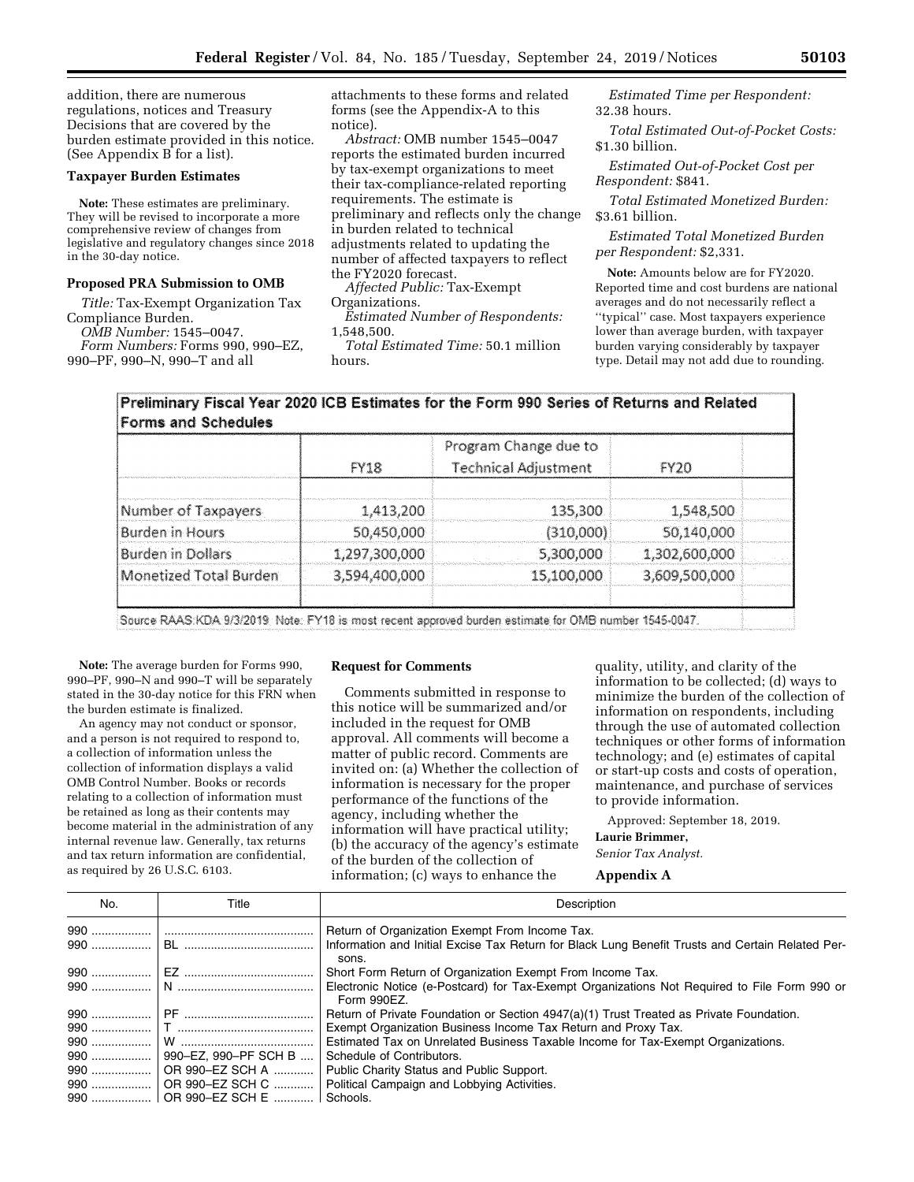addition, there are numerous regulations, notices and Treasury Decisions that are covered by the burden estimate provided in this notice. (See Appendix B for a list).

### Taxpayer Burden Estimates

**Note:** These estimates are preliminary. They will be revised to incorporate a more comprehensive review of changes from legislative and regulatory changes since 2018 in the 30-day notice.

### Proposed PRA Submission to OMB

*Title:* Tax-Exempt Organization Tax Compliance Burden.

*OMB Number:* 1545–0047.

*Form Numbers:* Forms 990, 990–EZ, 990–PF, 990–N, 990–T and all attachments to these forms and related forms (see the Appendix-A to this notice).

*Abstract:* OMB number 1545–0047 reports the estimated burden incurred by tax-exempt organizations to meet their tax-compliance-related reporting requirements. The estimate is preliminary and reflects only the change in burden related to technical adjustments related to updating the number of affected taxpayers to reflect the FY2020 forecast.

*Affected Public:* Tax-Exempt Organizations.

*Estimated Number of Respondents:* 1,548,500.

*Total Estimated Time:* 50.1 million hours.

*Estimated Time per Respondent:* 32.38 hours.

*Total Estimated Out-of-Pocket Costs:* $1.30 billion.

*Estimated Out-of-Pocket Cost per Respondent:* $841.

*Total Estimated Monetized Burden:* $3.61 billion.

*Estimated Total Monetized Burden per Respondent:* $2,331.

**Note:** Amounts below are for FY2020. Reported time and cost burdens are national averages and do not necessarily reflect a "typical" case. Most taxpayers experience lower than average burden, with taxpayer burden varying considerably by taxpayer type. Detail may not add due to rounding.

**Preliminary Fiscal Year 2020 ICB Estimates for the Form 990 Series of Returns and Related Forms and Schedules**

| | FY18 | Program Change due to Technical Adjustment | FY20 |
|---|---|---|---|
| Number of Taxpayers | 1,413,200 | 135,300 | 1,548,500 |
| Burden in Hours | 50,450,000 | (310,000) | 50,140,000 |
| Burden in Dollars | 1,297,300,000 | 5,300,000 | 1,302,600,000 |
| Monetized Total Burden | 3,594,400,000 | 15,100,000 | 3,609,500,000 |

Source RAAS:KDA 9/3/2019 Note: FY18 is most recent approved burden estimate for OMB number 1545-0047.

**Note:** The average burden for Forms 990, 990–PF, 990–N and 990–T will be separately stated in the 30-day notice for this FRN when the burden estimate is finalized.

An agency may not conduct or sponsor, and a person is not required to respond to, a collection of information unless the collection of information displays a valid OMB Control Number. Books or records relating to a collection of information must be retained as long as their contents may become material in the administration of any internal revenue law. Generally, tax returns and tax return information are confidential, as required by 26 U.S.C. 6103.

### Request for Comments

Comments submitted in response to this notice will be summarized and/or included in the request for OMB approval. All comments will become a matter of public record. Comments are invited on: (a) Whether the collection of information is necessary for the proper performance of the functions of the agency, including whether the information will have practical utility; (b) the accuracy of the agency's estimate of the burden of the collection of information; (c) ways to enhance the quality, utility, and clarity of the information to be collected; (d) ways to minimize the burden of the collection of information on respondents, including through the use of automated collection techniques or other forms of information technology; and (e) estimates of capital or start-up costs and costs of operation, maintenance, and purchase of services to provide information.

Approved: September 18, 2019.

**Laurie Brimmer,**

*Senior Tax Analyst.*

### Appendix A

| No. | Title | Description |
|---|---|---|
| 990 | | Return of Organization Exempt From Income Tax. |
| 990 | BL | Information and Initial Excise Tax Return for Black Lung Benefit Trusts and Certain Related Persons. |
| 990 | EZ | Short Form Return of Organization Exempt From Income Tax. |
| 990 | N | Electronic Notice (e-Postcard) for Tax-Exempt Organizations Not Required to File Form 990 or Form 990EZ. |
| 990 | PF | Return of Private Foundation or Section 4947(a)(1) Trust Treated as Private Foundation. |
| 990 | T | Exempt Organization Business Income Tax Return and Proxy Tax. |
| 990 | W | Estimated Tax on Unrelated Business Taxable Income for Tax-Exempt Organizations. |
| 990 | 990–EZ, 990–PF SCH B | Schedule of Contributors. |
| 990 | OR 990–EZ SCH A | Public Charity Status and Public Support. |
| 990 | OR 990–EZ SCH C | Political Campaign and Lobbying Activities. |
| 990 | OR 990–EZ SCH E | Schools. |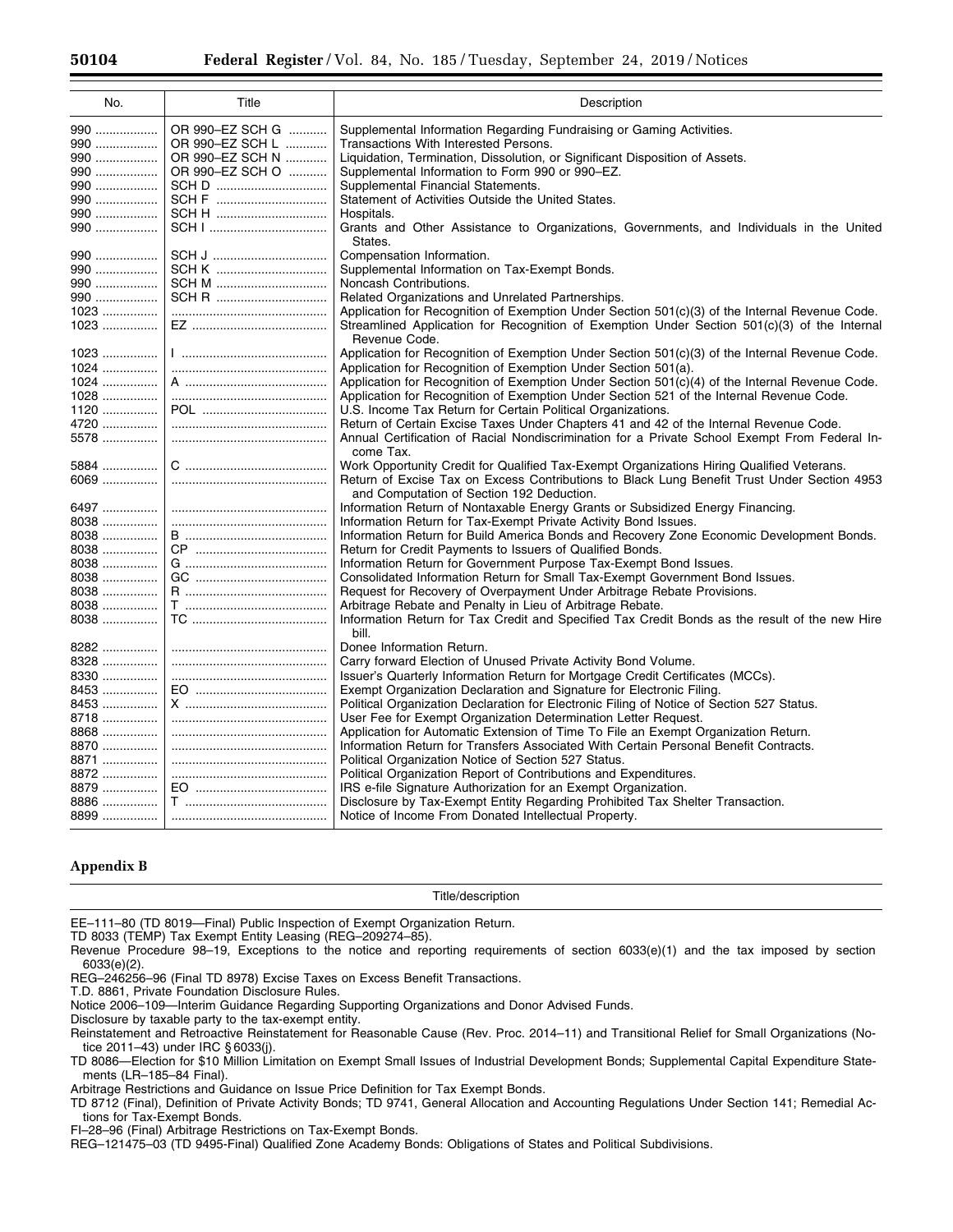| No. | Title | Description |
| --- | --- | --- |
| 990 | OR 990–EZ SCH G | Supplemental Information Regarding Fundraising or Gaming Activities. |
| 990 | OR 990–EZ SCH L | Transactions With Interested Persons. |
| 990 | OR 990–EZ SCH N | Liquidation, Termination, Dissolution, or Significant Disposition of Assets. |
| 990 | OR 990–EZ SCH O | Supplemental Information to Form 990 or 990–EZ. |
| 990 | SCH D | Supplemental Financial Statements. |
| 990 | SCH F | Statement of Activities Outside the United States. |
| 990 | SCH H | Hospitals. |
| 990 | SCH I | Grants and Other Assistance to Organizations, Governments, and Individuals in the United States. |
| 990 | SCH J | Compensation Information. |
| 990 | SCH K | Supplemental Information on Tax-Exempt Bonds. |
| 990 | SCH M | Noncash Contributions. |
| 990 | SCH R | Related Organizations and Unrelated Partnerships. |
| 1023 | | Application for Recognition of Exemption Under Section 501(c)(3) of the Internal Revenue Code. |
| 1023 | EZ | Streamlined Application for Recognition of Exemption Under Section 501(c)(3) of the Internal Revenue Code. |
| 1023 | I | Application for Recognition of Exemption Under Section 501(c)(3) of the Internal Revenue Code. |
| 1024 | | Application for Recognition of Exemption Under Section 501(a). |
| 1024 | A | Application for Recognition of Exemption Under Section 501(c)(4) of the Internal Revenue Code. |
| 1028 | | Application for Recognition of Exemption Under Section 521 of the Internal Revenue Code. |
| 1120 | POL | U.S. Income Tax Return for Certain Political Organizations. |
| 4720 | | Return of Certain Excise Taxes Under Chapters 41 and 42 of the Internal Revenue Code. |
| 5578 | | Annual Certification of Racial Nondiscrimination for a Private School Exempt From Federal Income Tax. |
| 5884 | C | Work Opportunity Credit for Qualified Tax-Exempt Organizations Hiring Qualified Veterans. |
| 6069 | | Return of Excise Tax on Excess Contributions to Black Lung Benefit Trust Under Section 4953 and Computation of Section 192 Deduction. |
| 6497 | | Information Return of Nontaxable Energy Grants or Subsidized Energy Financing. |
| 8038 | | Information Return for Tax-Exempt Private Activity Bond Issues. |
| 8038 | B | Information Return for Build America Bonds and Recovery Zone Economic Development Bonds. |
| 8038 | CP | Return for Credit Payments to Issuers of Qualified Bonds. |
| 8038 | G | Information Return for Government Purpose Tax-Exempt Bond Issues. |
| 8038 | GC | Consolidated Information Return for Small Tax-Exempt Government Bond Issues. |
| 8038 | R | Request for Recovery of Overpayment Under Arbitrage Rebate Provisions. |
| 8038 | T | Arbitrage Rebate and Penalty in Lieu of Arbitrage Rebate. |
| 8038 | TC | Information Return for Tax Credit and Specified Tax Credit Bonds as the result of the new Hire bill. |
| 8282 | | Donee Information Return. |
| 8328 | | Carry forward Election of Unused Private Activity Bond Volume. |
| 8330 | | Issuer's Quarterly Information Return for Mortgage Credit Certificates (MCCs). |
| 8453 | EO | Exempt Organization Declaration and Signature for Electronic Filing. |
| 8453 | X | Political Organization Declaration for Electronic Filing of Notice of Section 527 Status. |
| 8718 | | User Fee for Exempt Organization Determination Letter Request. |
| 8868 | | Application for Automatic Extension of Time To File an Exempt Organization Return. |
| 8870 | | Information Return for Transfers Associated With Certain Personal Benefit Contracts. |
| 8871 | | Political Organization Notice of Section 527 Status. |
| 8872 | | Political Organization Report of Contributions and Expenditures. |
| 8879 | EO | IRS e-file Signature Authorization for an Exempt Organization. |
| 8886 | T | Disclosure by Tax-Exempt Entity Regarding Prohibited Tax Shelter Transaction. |
| 8899 | | Notice of Income From Donated Intellectual Property. |

## Appendix B

| Title/description |
| --- |
| EE–111–80 (TD 8019—Final) Public Inspection of Exempt Organization Return. |
| TD 8033 (TEMP) Tax Exempt Entity Leasing (REG–209274–85). |
| Revenue Procedure 98–19, Exceptions to the notice and reporting requirements of section 6033(e)(1) and the tax imposed by section 6033(e)(2). |
| REG–246256–96 (Final TD 8978) Excise Taxes on Excess Benefit Transactions. |
| T.D. 8861, Private Foundation Disclosure Rules. |
| Notice 2006–109—Interim Guidance Regarding Supporting Organizations and Donor Advised Funds. |
| Disclosure by taxable party to the tax-exempt entity. |
| Reinstatement and Retroactive Reinstatement for Reasonable Cause (Rev. Proc. 2014–11) and Transitional Relief for Small Organizations (Notice 2011–43) under IRC § 6033(j). |
| TD 8086—Election for $10 Million Limitation on Exempt Small Issues of Industrial Development Bonds; Supplemental Capital Expenditure Statements (LR–185–84 Final). |
| Arbitrage Restrictions and Guidance on Issue Price Definition for Tax Exempt Bonds. |
| TD 8712 (Final), Definition of Private Activity Bonds; TD 9741, General Allocation and Accounting Regulations Under Section 141; Remedial Actions for Tax-Exempt Bonds. |
| FI–28–96 (Final) Arbitrage Restrictions on Tax-Exempt Bonds. |
| REG–121475–03 (TD 9495-Final) Qualified Zone Academy Bonds: Obligations of States and Political Subdivisions. |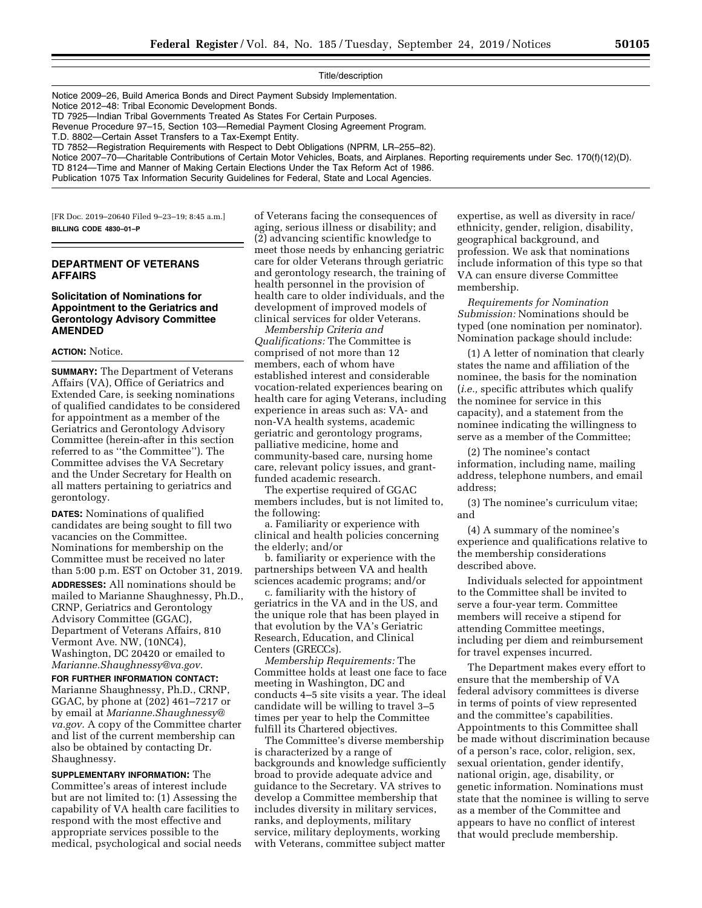| Title/description |
| --- |
| Notice 2009–26, Build America Bonds and Direct Payment Subsidy Implementation. |
| Notice 2012–48: Tribal Economic Development Bonds. |
| TD 7925—Indian Tribal Governments Treated As States For Certain Purposes. |
| Revenue Procedure 97–15, Section 103—Remedial Payment Closing Agreement Program. |
| T.D. 8802—Certain Asset Transfers to a Tax-Exempt Entity. |
| TD 7852—Registration Requirements with Respect to Debt Obligations (NPRM, LR–255–82). |
| Notice 2007–70—Charitable Contributions of Certain Motor Vehicles, Boats, and Airplanes. Reporting requirements under Sec. 170(f)(12)(D). |
| TD 8124—Time and Manner of Making Certain Elections Under the Tax Reform Act of 1986. |
| Publication 1075 Tax Information Security Guidelines for Federal, State and Local Agencies. |

[FR Doc. 2019–20640 Filed 9–23–19; 8:45 a.m.]

**BILLING CODE 4830–01–P**

## DEPARTMENT OF VETERANS AFFAIRS

### Solicitation of Nominations for Appointment to the Geriatrics and Gerontology Advisory Committee AMENDED

**ACTION:** Notice.

**SUMMARY:** The Department of Veterans Affairs (VA), Office of Geriatrics and Extended Care, is seeking nominations of qualified candidates to be considered for appointment as a member of the Geriatrics and Gerontology Advisory Committee (herein-after in this section referred to as "the Committee"). The Committee advises the VA Secretary and the Under Secretary for Health on all matters pertaining to geriatrics and gerontology.

**DATES:** Nominations of qualified candidates are being sought to fill two vacancies on the Committee. Nominations for membership on the Committee must be received no later than 5:00 p.m. EST on October 31, 2019.

**ADDRESSES:** All nominations should be mailed to Marianne Shaughnessy, Ph.D., CRNP, Geriatrics and Gerontology Advisory Committee (GGAC), Department of Veterans Affairs, 810 Vermont Ave. NW, (10NC4), Washington, DC 20420 or emailed to *Marianne.Shaughnessy@va.gov.*

**FOR FURTHER INFORMATION CONTACT:** Marianne Shaughnessy, Ph.D., CRNP, GGAC, by phone at (202) 461–7217 or by email at *Marianne.Shaughnessy@va.gov.* A copy of the Committee charter and list of the current membership can also be obtained by contacting Dr. Shaughnessy.

**SUPPLEMENTARY INFORMATION:** The Committee's areas of interest include but are not limited to: (1) Assessing the capability of VA health care facilities to respond with the most effective and appropriate services possible to the medical, psychological and social needs of Veterans facing the consequences of aging, serious illness or disability; and (2) advancing scientific knowledge to meet those needs by enhancing geriatric care for older Veterans through geriatric and gerontology research, the training of health personnel in the provision of health care to older individuals, and the development of improved models of clinical services for older Veterans.

*Membership Criteria and Qualifications:* The Committee is comprised of not more than 12 members, each of whom have established interest and considerable vocation-related experiences bearing on health care for aging Veterans, including experience in areas such as: VA- and non-VA health systems, academic geriatric and gerontology programs, palliative medicine, home and community-based care, nursing home care, relevant policy issues, and grant-funded academic research.

The expertise required of GGAC members includes, but is not limited to, the following:

a. Familiarity or experience with clinical and health policies concerning the elderly; and/or

b. familiarity or experience with the partnerships between VA and health sciences academic programs; and/or

c. familiarity with the history of geriatrics in the VA and in the US, and the unique role that has been played in that evolution by the VA's Geriatric Research, Education, and Clinical Centers (GRECCs).

*Membership Requirements:* The Committee holds at least one face to face meeting in Washington, DC and conducts 4–5 site visits a year. The ideal candidate will be willing to travel 3–5 times per year to help the Committee fulfill its Chartered objectives.

The Committee's diverse membership is characterized by a range of backgrounds and knowledge sufficiently broad to provide adequate advice and guidance to the Secretary. VA strives to develop a Committee membership that includes diversity in military services, ranks, and deployments, military service, military deployments, working with Veterans, committee subject matter expertise, as well as diversity in race/ethnicity, gender, religion, disability, geographical background, and profession. We ask that nominations include information of this type so that VA can ensure diverse Committee membership.

*Requirements for Nomination Submission:* Nominations should be typed (one nomination per nominator). Nomination package should include:

(1) A letter of nomination that clearly states the name and affiliation of the nominee, the basis for the nomination (*i.e.,* specific attributes which qualify the nominee for service in this capacity), and a statement from the nominee indicating the willingness to serve as a member of the Committee;

(2) The nominee's contact information, including name, mailing address, telephone numbers, and email address;

(3) The nominee's curriculum vitae; and

(4) A summary of the nominee's experience and qualifications relative to the membership considerations described above.

Individuals selected for appointment to the Committee shall be invited to serve a four-year term. Committee members will receive a stipend for attending Committee meetings, including per diem and reimbursement for travel expenses incurred.

The Department makes every effort to ensure that the membership of VA federal advisory committees is diverse in terms of points of view represented and the committee's capabilities. Appointments to this Committee shall be made without discrimination because of a person's race, color, religion, sex, sexual orientation, gender identify, national origin, age, disability, or genetic information. Nominations must state that the nominee is willing to serve as a member of the Committee and appears to have no conflict of interest that would preclude membership.